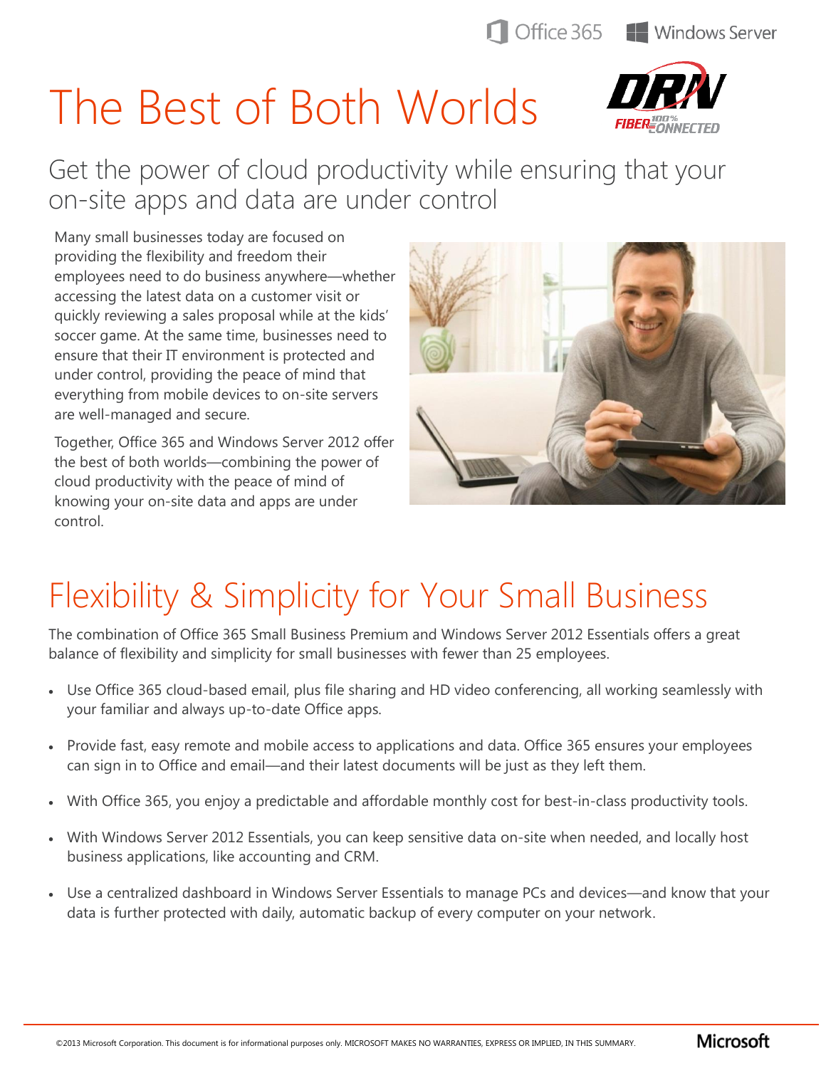Office 365 Windows Server

# The Best of Both Worlds

## Get the power of cloud productivity while ensuring that your on-site apps and data are under control

Many small businesses today are focused on providing the flexibility and freedom their employees need to do business anywhere—whether accessing the latest data on a customer visit or quickly reviewing a sales proposal while at the kids' soccer game. At the same time, businesses need to ensure that their IT environment is protected and under control, providing the peace of mind that everything from mobile devices to on-site servers are well-managed and secure.

Together, Office 365 and Windows Server 2012 offer the best of both worlds—combining the power of cloud productivity with the peace of mind of knowing your on-site data and apps are under control.

# Flexibility & Simplicity for Your Small Business

The combination of Office 365 Small Business Premium and Windows Server 2012 Essentials offers a great balance of flexibility and simplicity for small businesses with fewer than 25 employees.

- Use Office 365 cloud-based email, plus file sharing and HD video conferencing, all working seamlessly with your familiar and always up-to-date Office apps.
- Provide fast, easy remote and mobile access to applications and data. Office 365 ensures your employees can sign in to Office and email—and their latest documents will be just as they left them.
- With Office 365, you enjoy a predictable and affordable monthly cost for best-in-class productivity tools.
- With Windows Server 2012 Essentials, you can keep sensitive data on-site when needed, and locally host business applications, like accounting and CRM.
- Use a centralized dashboard in Windows Server Essentials to manage PCs and devices—and know that your data is further protected with daily, automatic backup of every computer on your network.

©2013 Microsoft Corporation. This document is for informational purposes only. MICROSOFT MAKES NO WARRANTIES, EXPRESS OR IMPLIED, IN THIS SUMMARY.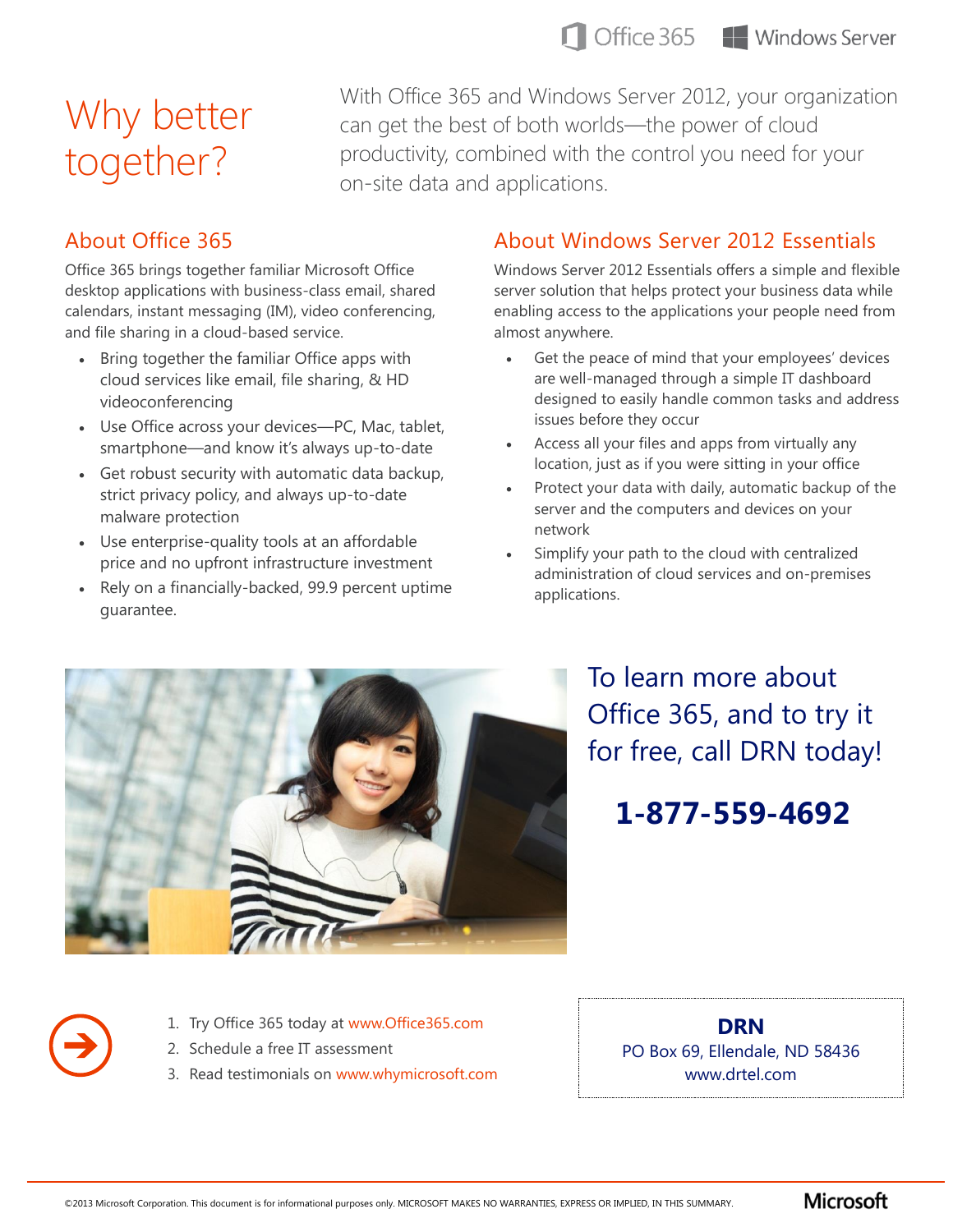Office 365 Windows Server

# Why better together?

With Office 365 and Windows Server 2012, your organization can get the best of both worlds—the power of cloud productivity, combined with the control you need for your on-site data and applications.

## About Office 365

Office 365 brings together familiar Microsoft Office desktop applications with business-class email, shared calendars, instant messaging (IM), video conferencing, and file sharing in a cloud-based service.

- Bring together the familiar Office apps with cloud services like email, file sharing, & HD videoconferencing
- Use Office across your devices—PC, Mac, tablet, smartphone—and know it's always up-to-date
- Get robust security with automatic data backup, strict privacy policy, and always up-to-date malware protection
- Use enterprise-quality tools at an affordable price and no upfront infrastructure investment
- Rely on a financially-backed, 99.9 percent uptime guarantee.

## About Windows Server 2012 Essentials

Windows Server 2012 Essentials offers a simple and flexible server solution that helps protect your business data while enabling access to the applications your people need from almost anywhere.

- Get the peace of mind that your employees' devices are well-managed through a simple IT dashboard designed to easily handle common tasks and address issues before they occur
- Access all your files and apps from virtually any location, just as if you were sitting in your office
- Protect your data with daily, automatic backup of the server and the computers and devices on your network
- Simplify your path to the cloud with centralized administration of cloud services and on-premises applications.

## To learn more about Office 365, and to try it for free, call DRN today!

**1-877-559-4692**

1. Try Office 365 today at www.Office365.com
2. Schedule a free IT assessment
3. Read testimonials on www.whymicrosoft.com

**DRN**
PO Box 69, Ellendale, ND 58436
www.drtel.com

©2013 Microsoft Corporation. This document is for informational purposes only. MICROSOFT MAKES NO WARRANTIES, EXPRESS OR IMPLIED, IN THIS SUMMARY.

Microsoft